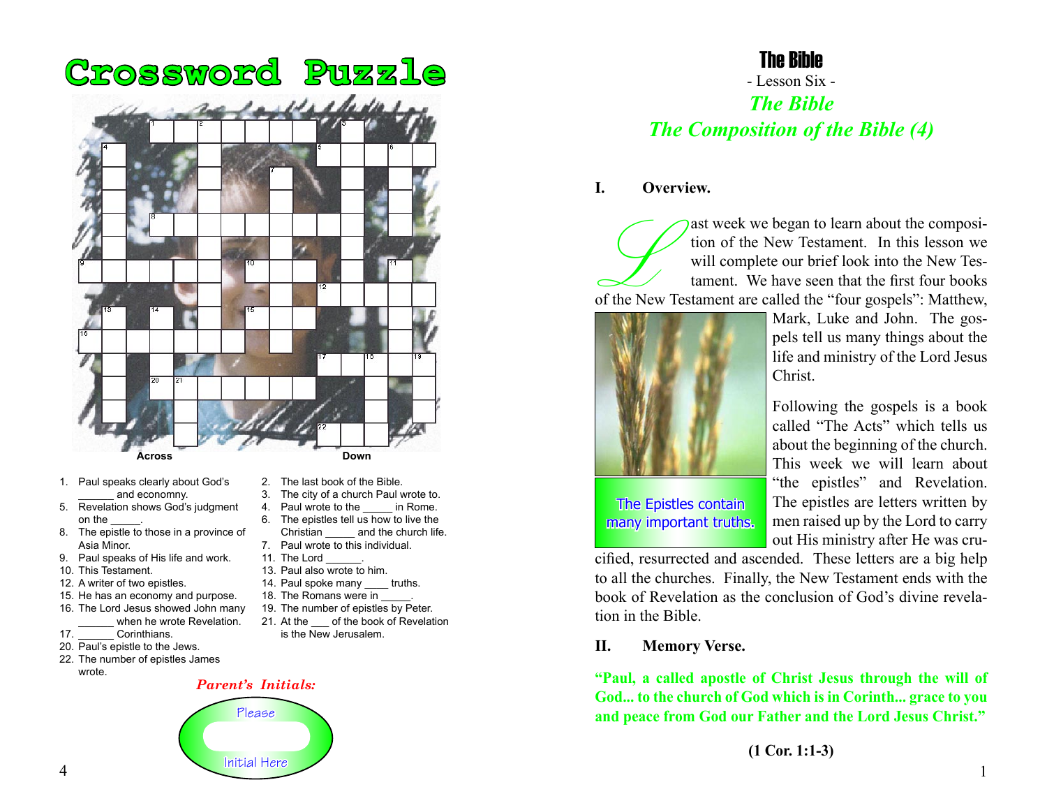# Crossword Puzzle

**Across**

1. Paul speaks clearly about God's ______ and economny.
5. Revelation shows God's judgment on the _____.
8. The epistle to those in a province of Asia Minor.
9. Paul speaks of His life and work.
10. This Testament.
12. A writer of two epistles.
15. He has an economy and purpose.
16. The Lord Jesus showed John many ______ when he wrote Revelation.
17. ______ Corinthians.
20. Paul's epistle to the Jews.
22. The number of epistles James wrote.

**Down**

2. The last book of the Bible.
3. The city of a church Paul wrote to.
4. Paul wrote to the _____ in Rome.
6. The epistles tell us how to live the Christian _____ and the church life.
7. Paul wrote to this individual.
11. The Lord ______.
13. Paul also wrote to him.
14. Paul spoke many ____ truths.
18. The Romans were in _____.
19. The number of epistles by Peter.
21. At the ___ of the book of Revelation is the New Jerusalem.

***Parent's Initials:***

Please

Initial Here

# The Bible

- Lesson Six -

## *The Bible*
## *The Composition of the Bible (4)*

### I. Overview.

Last week we began to learn about the composition of the New Testament. In this lesson we will complete our brief look into the New Testament. We have seen that the first four books of the New Testament are called the "four gospels": Matthew, Mark, Luke and John. The gospels tell us many things about the life and ministry of the Lord Jesus Christ.

The Epistles contain many important truths.

Following the gospels is a book called "The Acts" which tells us about the beginning of the church. This week we will learn about "the epistles" and Revelation. The epistles are letters written by men raised up by the Lord to carry out His ministry after He was crucified, resurrected and ascended. These letters are a big help to all the churches. Finally, the New Testament ends with the book of Revelation as the conclusion of God's divine revelation in the Bible.

### II. Memory Verse.

**"Paul, a called apostle of Christ Jesus through the will of God... to the church of God which is in Corinth... grace to you and peace from God our Father and the Lord Jesus Christ."**

**(1 Cor. 1:1-3)**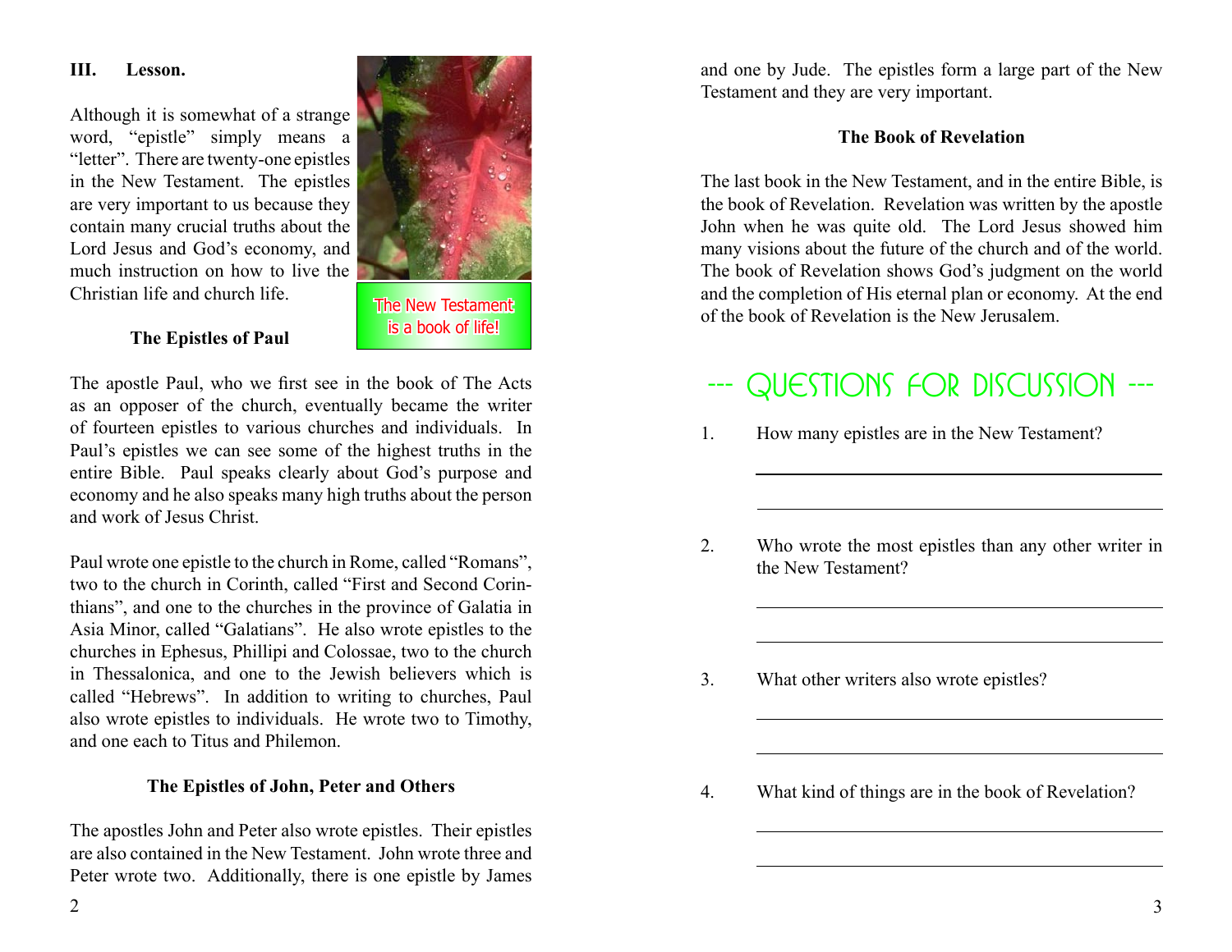### III. Lesson.

Although it is somewhat of a strange word, "epistle" simply means a "letter". There are twenty-one epistles in the New Testament. The epistles are very important to us because they contain many crucial truths about the Lord Jesus and God's economy, and much instruction on how to live the Christian life and church life.

The New Testament is a book of life!

#### The Epistles of Paul

The apostle Paul, who we first see in the book of The Acts as an opposer of the church, eventually became the writer of fourteen epistles to various churches and individuals. In Paul's epistles we can see some of the highest truths in the entire Bible. Paul speaks clearly about God's purpose and economy and he also speaks many high truths about the person and work of Jesus Christ.

Paul wrote one epistle to the church in Rome, called "Romans", two to the church in Corinth, called "First and Second Corinthians", and one to the churches in the province of Galatia in Asia Minor, called "Galatians". He also wrote epistles to the churches in Ephesus, Phillipi and Colossae, two to the church in Thessalonica, and one to the Jewish believers which is called "Hebrews". In addition to writing to churches, Paul also wrote epistles to individuals. He wrote two to Timothy, and one each to Titus and Philemon.

#### The Epistles of John, Peter and Others

The apostles John and Peter also wrote epistles. Their epistles are also contained in the New Testament. John wrote three and Peter wrote two. Additionally, there is one epistle by James and one by Jude. The epistles form a large part of the New Testament and they are very important.

#### The Book of Revelation

The last book in the New Testament, and in the entire Bible, is the book of Revelation. Revelation was written by the apostle John when he was quite old. The Lord Jesus showed him many visions about the future of the church and of the world. The book of Revelation shows God's judgment on the world and the completion of His eternal plan or economy. At the end of the book of Revelation is the New Jerusalem.

## --- QUESTIONS FOR DISCUSSION ---

1. How many epistles are in the New Testament?

_______________________________________

_______________________________________

2. Who wrote the most epistles than any other writer in the New Testament?

_______________________________________

_______________________________________

3. What other writers also wrote epistles?

_______________________________________

_______________________________________

4. What kind of things are in the book of Revelation?

_______________________________________

_______________________________________